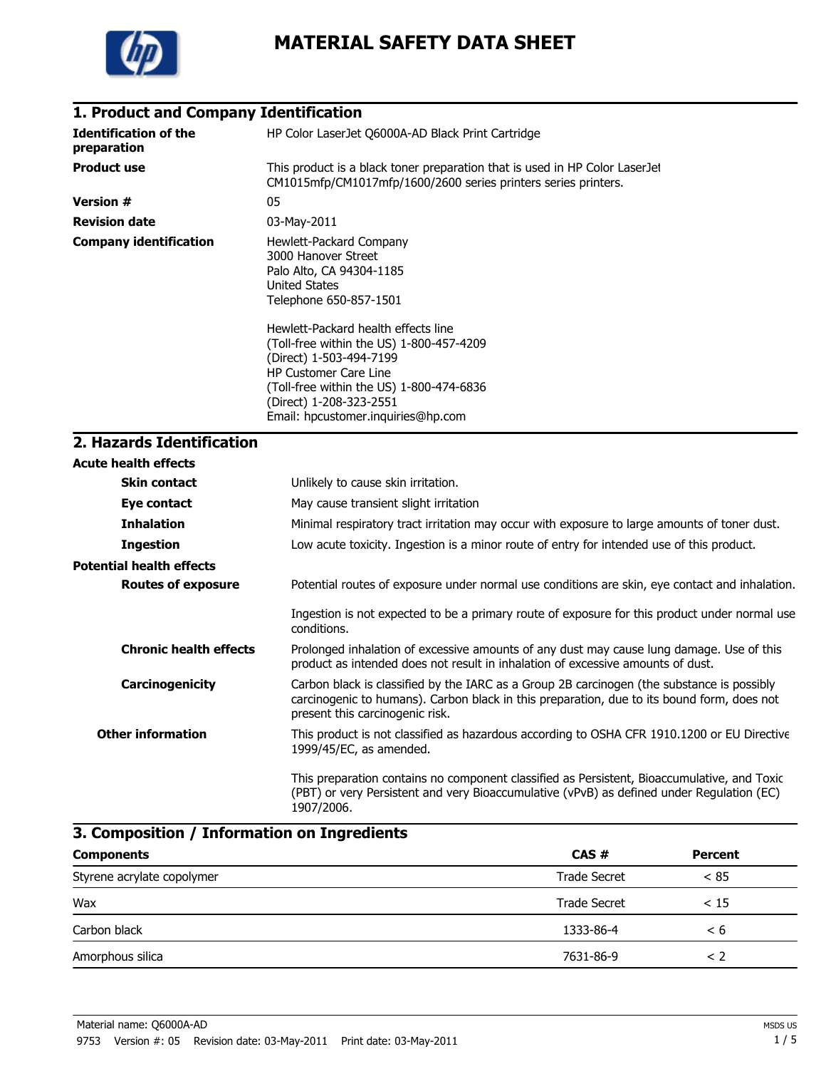# MATERIAL SAFETY DATA SHEET

## 1. Product and Company Identification

**Identification of the preparation**
HP Color LaserJet Q6000A-AD Black Print Cartridge

**Product use**
This product is a black toner preparation that is used in HP Color LaserJet CM1015mfp/CM1017mfp/1600/2600 series printers series printers.

**Version #**
05

**Revision date**
03-May-2011

**Company identification**
Hewlett-Packard Company
3000 Hanover Street
Palo Alto, CA 94304-1185
United States
Telephone 650-857-1501

Hewlett-Packard health effects line
(Toll-free within the US) 1-800-457-4209
(Direct) 1-503-494-7199
HP Customer Care Line
(Toll-free within the US) 1-800-474-6836
(Direct) 1-208-323-2551
Email: hpcustomer.inquiries@hp.com

## 2. Hazards Identification

**Acute health effects**

**Skin contact**
Unlikely to cause skin irritation.

**Eye contact**
May cause transient slight irritation

**Inhalation**
Minimal respiratory tract irritation may occur with exposure to large amounts of toner dust.

**Ingestion**
Low acute toxicity. Ingestion is a minor route of entry for intended use of this product.

**Potential health effects**

**Routes of exposure**
Potential routes of exposure under normal use conditions are skin, eye contact and inhalation.

Ingestion is not expected to be a primary route of exposure for this product under normal use conditions.

**Chronic health effects**
Prolonged inhalation of excessive amounts of any dust may cause lung damage. Use of this product as intended does not result in inhalation of excessive amounts of dust.

**Carcinogenicity**
Carbon black is classified by the IARC as a Group 2B carcinogen (the substance is possibly carcinogenic to humans). Carbon black in this preparation, due to its bound form, does not present this carcinogenic risk.

**Other information**
This product is not classified as hazardous according to OSHA CFR 1910.1200 or EU Directive 1999/45/EC, as amended.

This preparation contains no component classified as Persistent, Bioaccumulative, and Toxic (PBT) or very Persistent and very Bioaccumulative (vPvB) as defined under Regulation (EC) 1907/2006.

## 3. Composition / Information on Ingredients

| Components | CAS # | Percent |
|---|---|---|
| Styrene acrylate copolymer | Trade Secret | < 85 |
| Wax | Trade Secret | < 15 |
| Carbon black | 1333-86-4 | < 6 |
| Amorphous silica | 7631-86-9 | < 2 |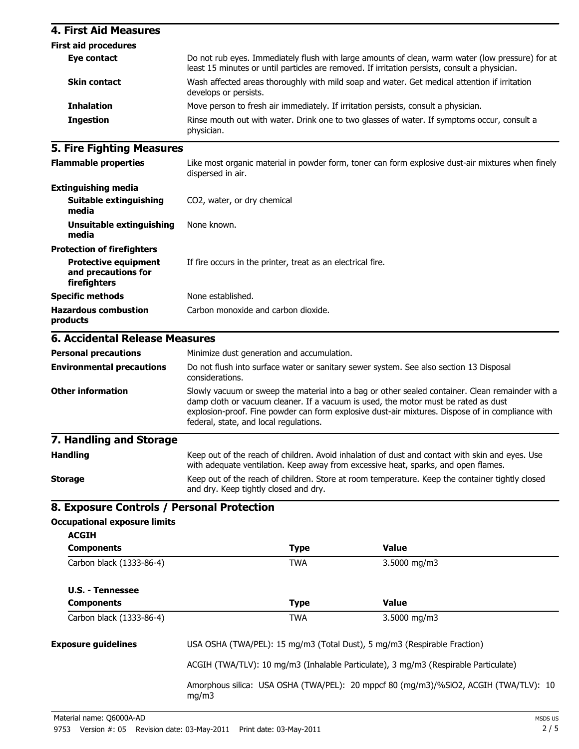## 4. First Aid Measures

**First aid procedures**

| | |
|---|---|
| **Eye contact** | Do not rub eyes. Immediately flush with large amounts of clean, warm water (low pressure) for at least 15 minutes or until particles are removed. If irritation persists, consult a physician. |
| **Skin contact** | Wash affected areas thoroughly with mild soap and water. Get medical attention if irritation develops or persists. |
| **Inhalation** | Move person to fresh air immediately. If irritation persists, consult a physician. |
| **Ingestion** | Rinse mouth out with water. Drink one to two glasses of water. If symptoms occur, consult a physician. |

## 5. Fire Fighting Measures

| | |
|---|---|
| **Flammable properties** | Like most organic material in powder form, toner can form explosive dust-air mixtures when finely dispersed in air. |
| **Extinguishing media** | |
| **Suitable extinguishing media** | $CO_2$, water, or dry chemical |
| **Unsuitable extinguishing media** | None known. |
| **Protection of firefighters** | |
| **Protective equipment and precautions for firefighters** | If fire occurs in the printer, treat as an electrical fire. |
| **Specific methods** | None established. |
| **Hazardous combustion products** | Carbon monoxide and carbon dioxide. |

## 6. Accidental Release Measures

| | |
|---|---|
| **Personal precautions** | Minimize dust generation and accumulation. |
| **Environmental precautions** | Do not flush into surface water or sanitary sewer system. See also section 13 Disposal considerations. |
| **Other information** | Slowly vacuum or sweep the material into a bag or other sealed container. Clean remainder with a damp cloth or vacuum cleaner. If a vacuum is used, the motor must be rated as dust explosion-proof. Fine powder can form explosive dust-air mixtures. Dispose of in compliance with federal, state, and local regulations. |

## 7. Handling and Storage

| | |
|---|---|
| **Handling** | Keep out of the reach of children. Avoid inhalation of dust and contact with skin and eyes. Use with adequate ventilation. Keep away from excessive heat, sparks, and open flames. |
| **Storage** | Keep out of the reach of children. Store at room temperature. Keep the container tightly closed and dry. Keep tightly closed and dry. |

## 8. Exposure Controls / Personal Protection

**Occupational exposure limits**

**ACGIH**

| Components | Type | Value |
|---|---|---|
| Carbon black (1333-86-4) | TWA | 3.5000 mg/m3 |

**U.S. - Tennessee**

| Components | Type | Value |
|---|---|---|
| Carbon black (1333-86-4) | TWA | 3.5000 mg/m3 |

**Exposure guidelines**

USA OSHA (TWA/PEL): 15 mg/m3 (Total Dust), 5 mg/m3 (Respirable Fraction)

ACGIH (TWA/TLV): 10 mg/m3 (Inhalable Particulate), 3 mg/m3 (Respirable Particulate)

Amorphous silica: USA OSHA (TWA/PEL): 20 mppcf 80 (mg/m3)/%$SiO_2$, ACGIH (TWA/TLV): 10 mg/m3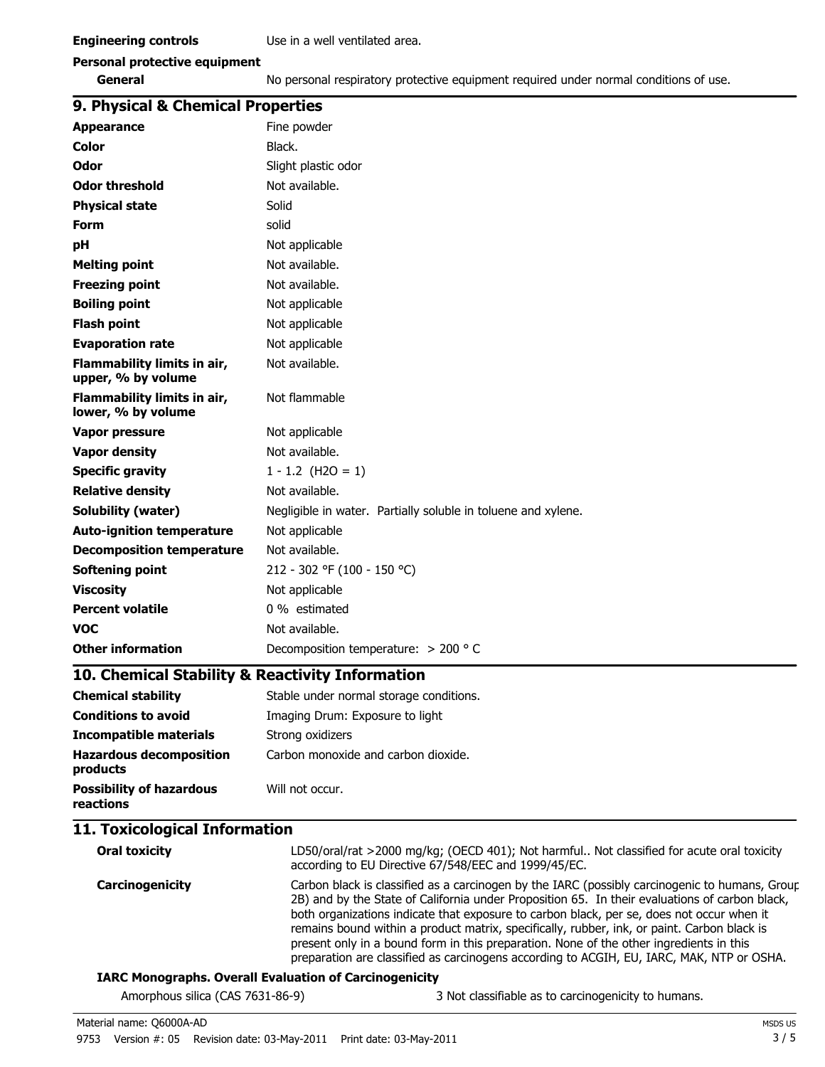**Engineering controls** Use in a well ventilated area.

**Personal protective equipment**

**General** No personal respiratory protective equipment required under normal conditions of use.

## 9. Physical & Chemical Properties

| | |
|---|---|
| **Appearance** | Fine powder |
| **Color** | Black. |
| **Odor** | Slight plastic odor |
| **Odor threshold** | Not available. |
| **Physical state** | Solid |
| **Form** | solid |
| **pH** | Not applicable |
| **Melting point** | Not available. |
| **Freezing point** | Not available. |
| **Boiling point** | Not applicable |
| **Flash point** | Not applicable |
| **Evaporation rate** | Not applicable |
| **Flammability limits in air, upper, % by volume** | Not available. |
| **Flammability limits in air, lower, % by volume** | Not flammable |
| **Vapor pressure** | Not applicable |
| **Vapor density** | Not available. |
| **Specific gravity** | 1 - 1.2 (H2O = 1) |
| **Relative density** | Not available. |
| **Solubility (water)** | Negligible in water. Partially soluble in toluene and xylene. |
| **Auto-ignition temperature** | Not applicable |
| **Decomposition temperature** | Not available. |
| **Softening point** | 212 - 302 °F (100 - 150 °C) |
| **Viscosity** | Not applicable |
| **Percent volatile** | 0 % estimated |
| **VOC** | Not available. |
| **Other information** | Decomposition temperature: > 200 ° C |

## 10. Chemical Stability & Reactivity Information

| | |
|---|---|
| **Chemical stability** | Stable under normal storage conditions. |
| **Conditions to avoid** | Imaging Drum: Exposure to light |
| **Incompatible materials** | Strong oxidizers |
| **Hazardous decomposition products** | Carbon monoxide and carbon dioxide. |
| **Possibility of hazardous reactions** | Will not occur. |

## 11. Toxicological Information

**Oral toxicity** LD50/oral/rat >2000 mg/kg; (OECD 401); Not harmful.. Not classified for acute oral toxicity according to EU Directive 67/548/EEC and 1999/45/EC.

**Carcinogenicity** Carbon black is classified as a carcinogen by the IARC (possibly carcinogenic to humans, Group 2B) and by the State of California under Proposition 65. In their evaluations of carbon black, both organizations indicate that exposure to carbon black, per se, does not occur when it remains bound within a product matrix, specifically, rubber, ink, or paint. Carbon black is present only in a bound form in this preparation. None of the other ingredients in this preparation are classified as carcinogens according to ACGIH, EU, IARC, MAK, NTP or OSHA.

**IARC Monographs. Overall Evaluation of Carcinogenicity**

Amorphous silica (CAS 7631-86-9) 3 Not classifiable as to carcinogenicity to humans.

Material name: Q6000A-AD

9753 Version #: 05 Revision date: 03-May-2011 Print date: 03-May-2011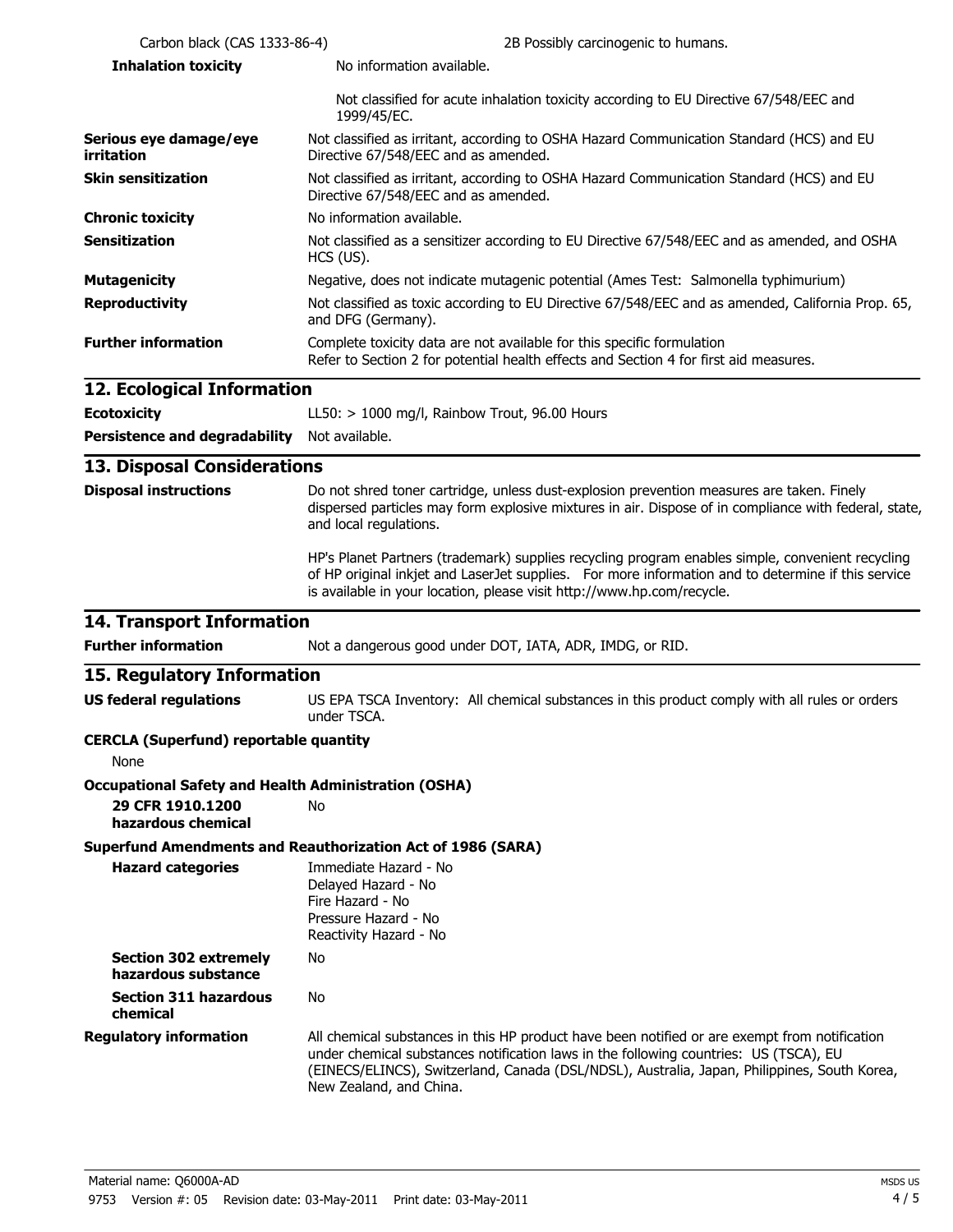| | |
|---|---|
| Carbon black (CAS 1333-86-4) | 2B Possibly carcinogenic to humans. |
| **Inhalation toxicity** | No information available.<br><br>Not classified for acute inhalation toxicity according to EU Directive 67/548/EEC and 1999/45/EC. |
| **Serious eye damage/eye irritation** | Not classified as irritant, according to OSHA Hazard Communication Standard (HCS) and EU Directive 67/548/EEC and as amended. |
| **Skin sensitization** | Not classified as irritant, according to OSHA Hazard Communication Standard (HCS) and EU Directive 67/548/EEC and as amended. |
| **Chronic toxicity** | No information available. |
| **Sensitization** | Not classified as a sensitizer according to EU Directive 67/548/EEC and as amended, and OSHA HCS (US). |
| **Mutagenicity** | Negative, does not indicate mutagenic potential (Ames Test: Salmonella typhimurium) |
| **Reproductivity** | Not classified as toxic according to EU Directive 67/548/EEC and as amended, California Prop. 65, and DFG (Germany). |
| **Further information** | Complete toxicity data are not available for this specific formulation<br>Refer to Section 2 for potential health effects and Section 4 for first aid measures. |

## 12. Ecological Information

**Ecotoxicity** LL50: > 1000 mg/l, Rainbow Trout, 96.00 Hours

**Persistence and degradability** Not available.

## 13. Disposal Considerations

**Disposal instructions**

Do not shred toner cartridge, unless dust-explosion prevention measures are taken. Finely dispersed particles may form explosive mixtures in air. Dispose of in compliance with federal, state, and local regulations.

HP's Planet Partners (trademark) supplies recycling program enables simple, convenient recycling of HP original inkjet and LaserJet supplies. For more information and to determine if this service is available in your location, please visit http://www.hp.com/recycle.

## 14. Transport Information

**Further information** Not a dangerous good under DOT, IATA, ADR, IMDG, or RID.

## 15. Regulatory Information

**US federal regulations** US EPA TSCA Inventory: All chemical substances in this product comply with all rules or orders under TSCA.

**CERCLA (Superfund) reportable quantity**

None

**Occupational Safety and Health Administration (OSHA)**

**29 CFR 1910.1200 hazardous chemical** No

**Superfund Amendments and Reauthorization Act of 1986 (SARA)**

**Hazard categories**

Immediate Hazard - No
Delayed Hazard - No
Fire Hazard - No
Pressure Hazard - No
Reactivity Hazard - No

**Section 302 extremely hazardous substance** No

**Section 311 hazardous chemical** No

**Regulatory information** All chemical substances in this HP product have been notified or are exempt from notification under chemical substances notification laws in the following countries: US (TSCA), EU (EINECS/ELINCS), Switzerland, Canada (DSL/NDSL), Australia, Japan, Philippines, South Korea, New Zealand, and China.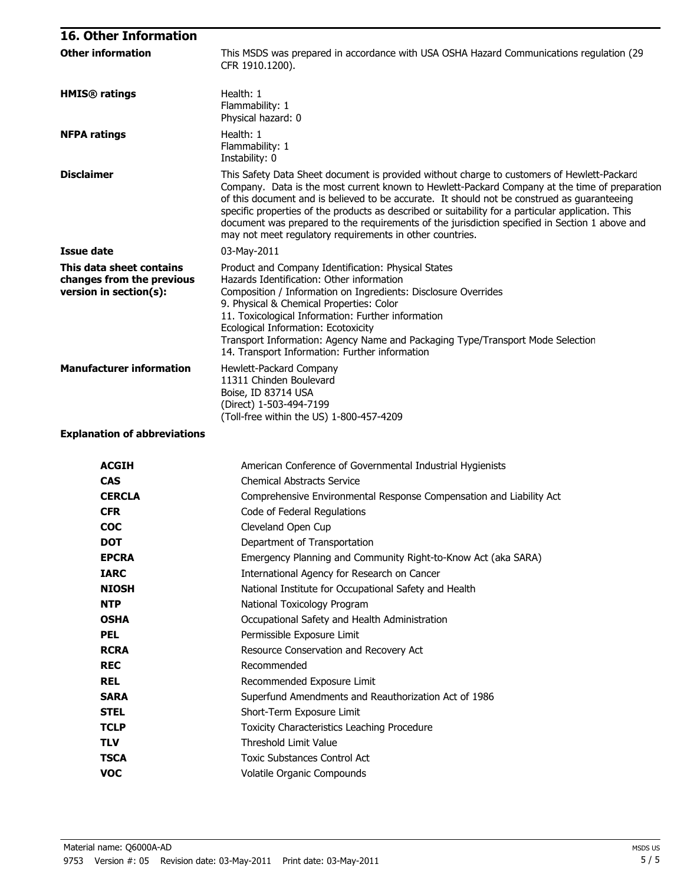## 16. Other Information

| | |
|---|---|
| **Other information** | This MSDS was prepared in accordance with USA OSHA Hazard Communications regulation (29 CFR 1910.1200). |
| **HMIS® ratings** | Health: 1<br>Flammability: 1<br>Physical hazard: 0 |
| **NFPA ratings** | Health: 1<br>Flammability: 1<br>Instability: 0 |
| **Disclaimer** | This Safety Data Sheet document is provided without charge to customers of Hewlett-Packard Company. Data is the most current known to Hewlett-Packard Company at the time of preparation of this document and is believed to be accurate. It should not be construed as guaranteeing specific properties of the products as described or suitability for a particular application. This document was prepared to the requirements of the jurisdiction specified in Section 1 above and may not meet regulatory requirements in other countries. |
| **Issue date** | 03-May-2011 |
| **This data sheet contains changes from the previous version in section(s):** | Product and Company Identification: Physical States<br>Hazards Identification: Other information<br>Composition / Information on Ingredients: Disclosure Overrides<br>9. Physical & Chemical Properties: Color<br>11. Toxicological Information: Further information<br>Ecological Information: Ecotoxicity<br>Transport Information: Agency Name and Packaging Type/Transport Mode Selection<br>14. Transport Information: Further information |
| **Manufacturer information** | Hewlett-Packard Company<br>11311 Chinden Boulevard<br>Boise, ID 83714 USA<br>(Direct) 1-503-494-7199<br>(Toll-free within the US) 1-800-457-4209 |

**Explanation of abbreviations**

| | |
|---|---|
| **ACGIH** | American Conference of Governmental Industrial Hygienists |
| **CAS** | Chemical Abstracts Service |
| **CERCLA** | Comprehensive Environmental Response Compensation and Liability Act |
| **CFR** | Code of Federal Regulations |
| **COC** | Cleveland Open Cup |
| **DOT** | Department of Transportation |
| **EPCRA** | Emergency Planning and Community Right-to-Know Act (aka SARA) |
| **IARC** | International Agency for Research on Cancer |
| **NIOSH** | National Institute for Occupational Safety and Health |
| **NTP** | National Toxicology Program |
| **OSHA** | Occupational Safety and Health Administration |
| **PEL** | Permissible Exposure Limit |
| **RCRA** | Resource Conservation and Recovery Act |
| **REC** | Recommended |
| **REL** | Recommended Exposure Limit |
| **SARA** | Superfund Amendments and Reauthorization Act of 1986 |
| **STEL** | Short-Term Exposure Limit |
| **TCLP** | Toxicity Characteristics Leaching Procedure |
| **TLV** | Threshold Limit Value |
| **TSCA** | Toxic Substances Control Act |
| **VOC** | Volatile Organic Compounds |